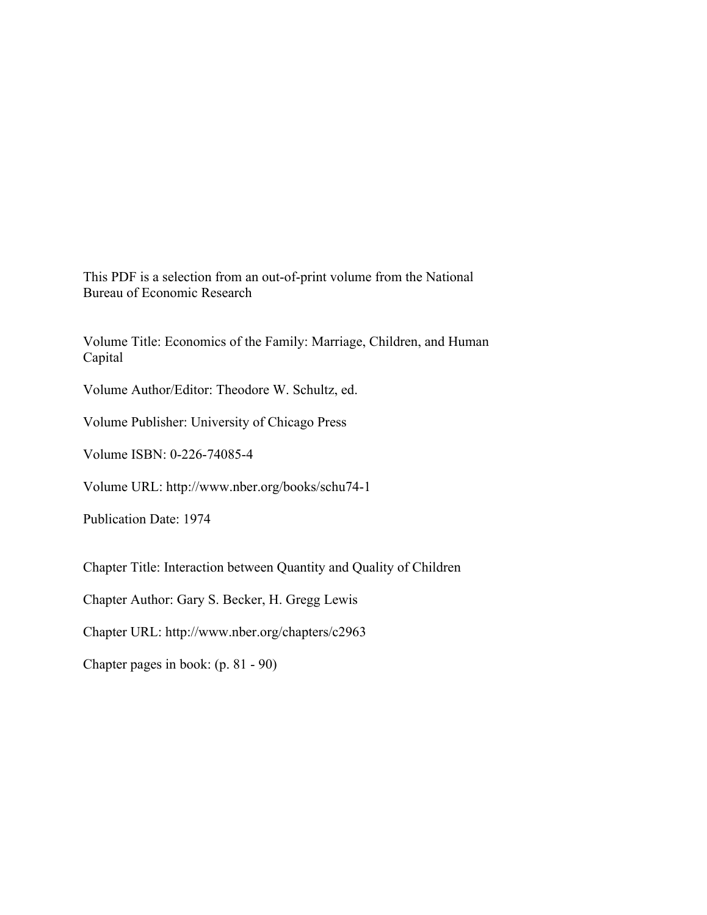This PDF is a selection from an out-of-print volume from the National Bureau of Economic Research

Volume Title: Economics of the Family: Marriage, Children, and Human Capital

Volume Author/Editor: Theodore W. Schultz, ed.

Volume Publisher: University of Chicago Press

Volume ISBN: 0-226-74085-4

Volume URL: http://www.nber.org/books/schu74-1

Publication Date: 1974

Chapter Title: Interaction between Quantity and Quality of Children

Chapter Author: Gary S. Becker, H. Gregg Lewis

Chapter URL: http://www.nber.org/chapters/c2963

Chapter pages in book: (p. 81 - 90)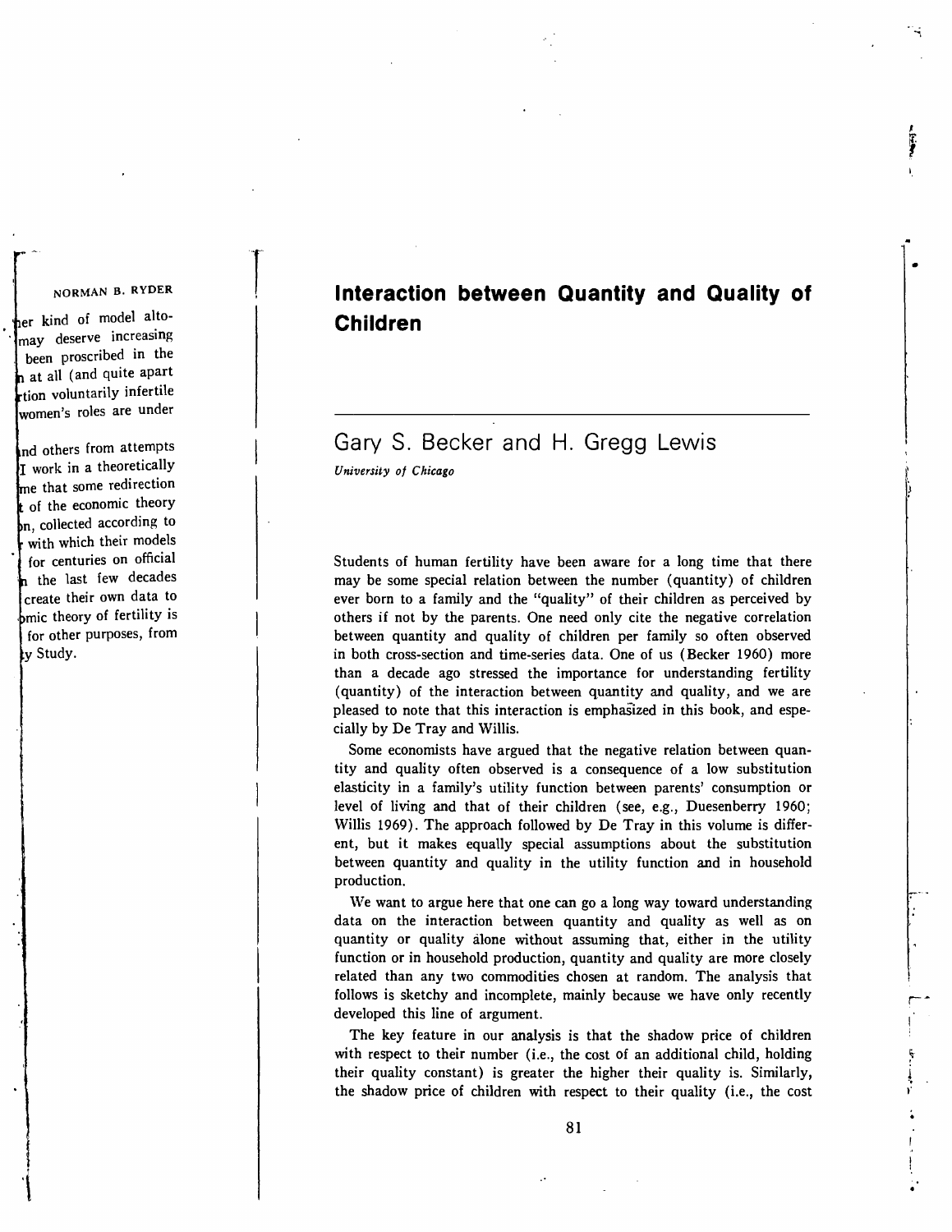# Interaction between Quantity and Quality of Children

## Gary S. Becker and H. Gregg Lewis

*University of Chicago*

Students of human fertility have been aware for a long time that there may be some special relation between the number (quantity) of children ever born to a family and the "quality" of their children as perceived by others if not by the parents. One need only cite the negative correlation between quantity and quality of children per family so often observed in both cross-section and time-series data. One of us (Becker 1960) more than a decade ago stressed the importance for understanding fertility (quantity) of the interaction between quantity and quality, and we are pleased to note that this interaction is emphasized in this book, and especially by De Tray and Willis.

Some economists have argued that the negative relation between quantity and quality often observed is a consequence of a low substitution elasticity in a family's utility function between parents' consumption or level of living and that of their children (see, e.g., Duesenberry 1960; Willis 1969). The approach followed by De Tray in this volume is different, but it makes equally special assumptions about the substitution between quantity and quality in the utility function and in household production.

We want to argue here that one can go a long way toward understanding data on the interaction between quantity and quality as well as on quantity or quality alone without assuming that, either in the utility function or in household production, quantity and quality are more closely related than any two commodities chosen at random. The analysis that follows is sketchy and incomplete, mainly because we have only recently developed this line of argument.

The key feature in our analysis is that the shadow price of children with respect to their number (i.e., the cost of an additional child, holding their quality constant) is greater the higher their quality is. Similarly, the shadow price of children with respect to their quality (i.e., the cost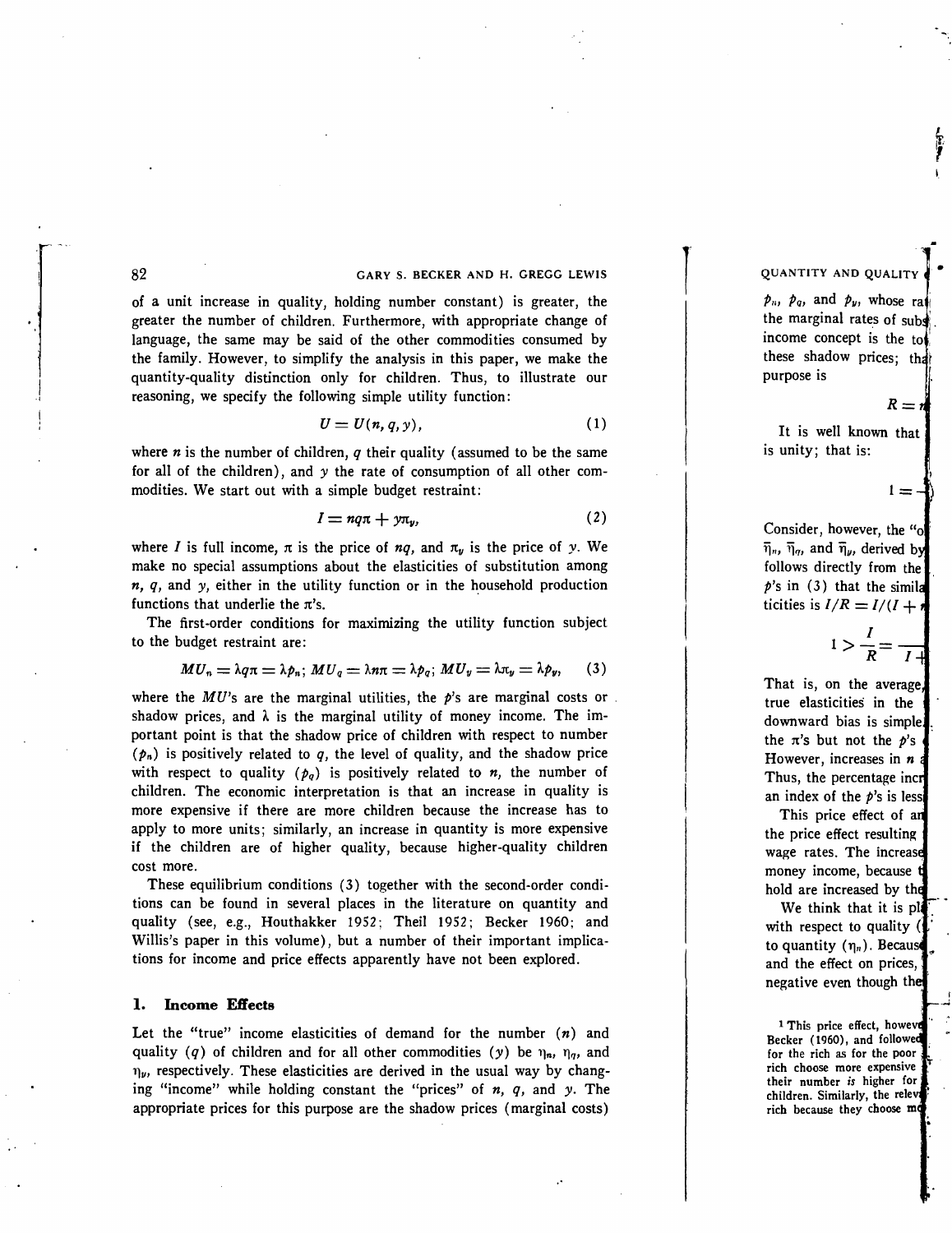of a unit increase in quality, holding number constant) is greater, the greater the number of children. Furthermore, with appropriate change of language, the same may be said of the other commodities consumed by the family. However, to simplify the analysis in this paper, we make the quantity-quality distinction only for children. Thus, to illustrate our reasoning, we specify the following simple utility function:

$$U = U(n, q, y), \tag{1}$$

where $n$ is the number of children, $q$ their quality (assumed to be the same for all of the children), and $y$ the rate of consumption of all other commodities. We start out with a simple budget restraint:

$$I = nq\pi + y\pi_y, \tag{2}$$

where $I$ is full income, $\pi$ is the price of $nq$, and $\pi_y$ is the price of $y$. We make no special assumptions about the elasticities of substitution among $n$, $q$, and $y$, either in the utility function or in the household production functions that underlie the $\pi$'s.

The first-order conditions for maximizing the utility function subject to the budget restraint are:

$$MU_n = \lambda q\pi = \lambda p_n;\; MU_q = \lambda n\pi = \lambda p_q;\; MU_y = \lambda\pi_y = \lambda p_y, \tag{3}$$

where the $MU$'s are the marginal utilities, the $p$'s are marginal costs or shadow prices, and $\lambda$ is the marginal utility of money income. The important point is that the shadow price of children with respect to number ($p_n$) is positively related to $q$, the level of quality, and the shadow price with respect to quality ($p_q$) is positively related to $n$, the number of children. The economic interpretation is that an increase in quality is more expensive if there are more children because the increase has to apply to more units; similarly, an increase in quantity is more expensive if the children are of higher quality, because higher-quality children cost more.

These equilibrium conditions (3) together with the second-order conditions can be found in several places in the literature on quantity and quality (see, e.g., Houthakker 1952; Theil 1952; Becker 1960; and Willis's paper in this volume), but a number of their important implications for income and price effects apparently have not been explored.

## 1. Income Effects

Let the "true" income elasticities of demand for the number ($n$) and quality ($q$) of children and for all other commodities ($y$) be $\eta_n$, $\eta_q$, and $\eta_y$, respectively. These elasticities are derived in the usual way by changing "income" while holding constant the "prices" of $n$, $q$, and $y$. The appropriate prices for this purpose are the shadow prices (marginal costs)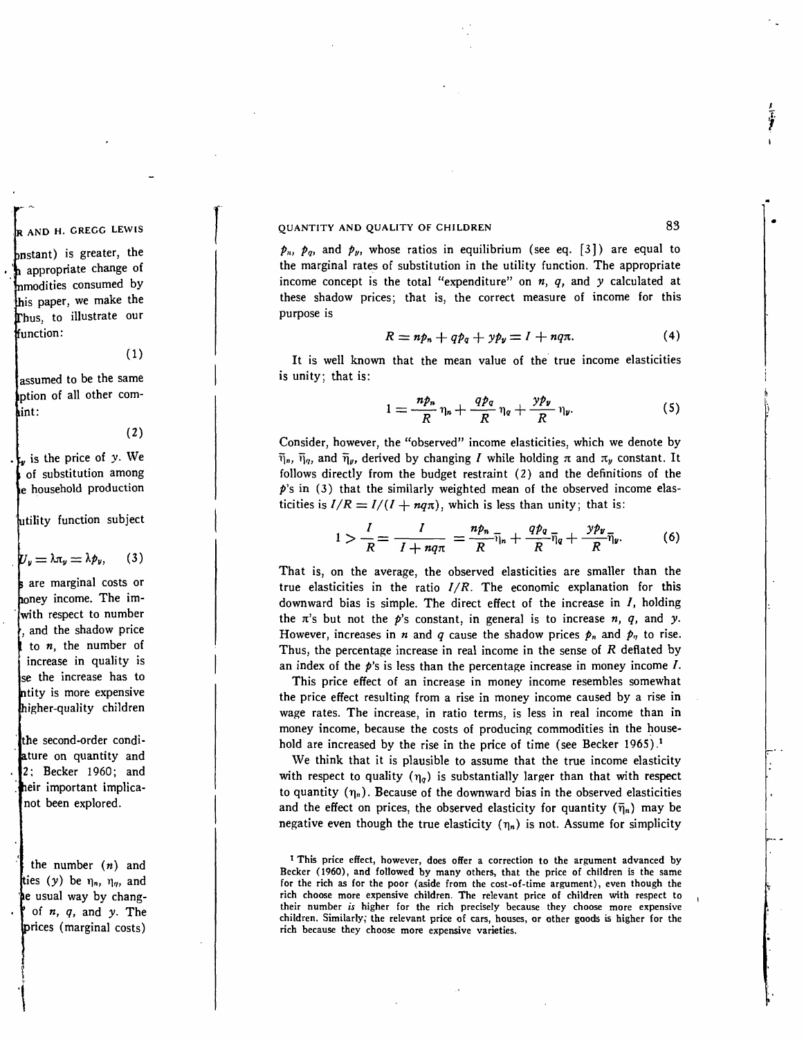$p_n$, $p_q$, and $p_y$, whose ratios in equilibrium (see eq. [3]) are equal to the marginal rates of substitution in the utility function. The appropriate income concept is the total "expenditure" on $n$, $q$, and $y$ calculated at these shadow prices; that is, the correct measure of income for this purpose is

$$R = np_n + qp_q + yp_y = I + nq\pi. \tag{4}$$

It is well known that the mean value of the true income elasticities is unity; that is:

$$1 = \frac{np_n}{R}\eta_n + \frac{qp_q}{R}\eta_q + \frac{yp_y}{R}\eta_y. \tag{5}$$

Consider, however, the "observed" income elasticities, which we denote by $\bar{\eta}_n$, $\bar{\eta}_q$, and $\bar{\eta}_y$, derived by changing $I$ while holding $\pi$ and $\pi_y$ constant. It follows directly from the budget restraint (2) and the definitions of the $p$'s in (3) that the similarly weighted mean of the observed income elasticities is $I/R = I/(I + nq\pi)$, which is less than unity; that is:

$$1 > \frac{I}{R} = \frac{I}{I + nq\pi} = \frac{np_n}{R}\bar{\eta}_n + \frac{qp_q}{R}\bar{\eta}_q + \frac{yp_y}{R}\bar{\eta}_y. \tag{6}$$

That is, on the average, the observed elasticities are smaller than the true elasticities in the ratio $I/R$. The economic explanation for this downward bias is simple. The direct effect of the increase in $I$, holding the $\pi$'s but not the $p$'s constant, in general is to increase $n$, $q$, and $y$. However, increases in $n$ and $q$ cause the shadow prices $p_n$ and $p_q$ to rise. Thus, the percentage increase in real income in the sense of $R$ deflated by an index of the $p$'s is less than the percentage increase in money income $I$.

This price effect of an increase in money income resembles somewhat the price effect resulting from a rise in money income caused by a rise in wage rates. The increase, in ratio terms, is less in real income than in money income, because the costs of producing commodities in the household are increased by the rise in the price of time (see Becker 1965).[1]

We think that it is plausible to assume that the true income elasticity with respect to quality ($\eta_q$) is substantially larger than that with respect to quantity ($\eta_n$). Because of the downward bias in the observed elasticities and the effect on prices, the observed elasticity for quantity ($\bar{\eta}_n$) may be negative even though the true elasticity ($\eta_n$) is not. Assume for simplicity

[1] This price effect, however, does offer a correction to the argument advanced by Becker (1960), and followed by many others, that the price of children is the same for the rich as for the poor (aside from the cost-of-time argument), even though the rich choose more expensive children. The relevant price of children with respect to their number *is* higher for the rich precisely because they choose more expensive children. Similarly, the relevant price of cars, houses, or other goods is higher for the rich because they choose more expensive varieties.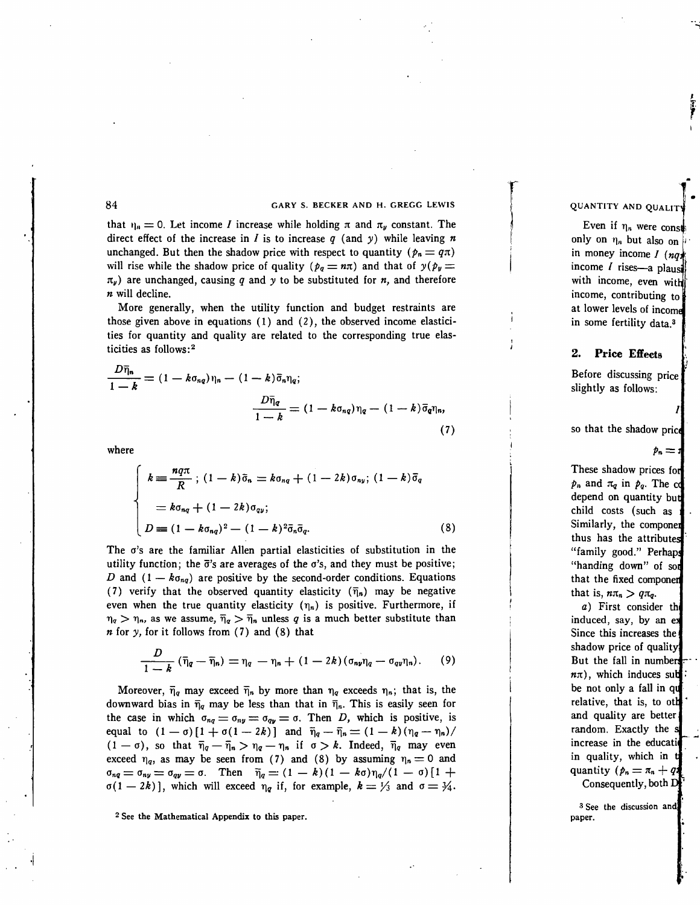that $\eta_n = 0$. Let income $I$ increase while holding $\pi$ and $\pi_y$ constant. The direct effect of the increase in $I$ is to increase $q$ (and $y$) while leaving $n$ unchanged. But then the shadow price with respect to quantity ($p_n = q\pi$) will rise while the shadow price of quality ($p_q = n\pi$) and that of $y(p_y = \pi_y)$ are unchanged, causing $q$ and $y$ to be substituted for $n$, and therefore $n$ will decline.

More generally, when the utility function and budget restraints are those given above in equations (1) and (2), the observed income elasticities for quantity and quality are related to the corresponding true elasticities as follows:[2]

$$\frac{D\bar{\eta}_n}{1-k} = (1 - k\sigma_{nq})\eta_n - (1-k)\bar{\sigma}_n\eta_q;$$

$$\frac{D\bar{\eta}_q}{1-k} = (1 - k\sigma_{nq})\eta_q - (1-k)\bar{\sigma}_q\eta_n, \tag{7}$$

where

$$\begin{cases} k \equiv \dfrac{nq\pi}{R}; \ (1-k)\bar{\sigma}_n = k\sigma_{nq} + (1-2k)\sigma_{ny}; \ (1-k)\bar{\sigma}_q \\ \quad = k\sigma_{nq} + (1-2k)\sigma_{qy}; \\ D \equiv (1-k\sigma_{nq})^2 - (1-k)^2\bar{\sigma}_n\bar{\sigma}_q. \end{cases} \tag{8}$$

The $\sigma$'s are the familiar Allen partial elasticities of substitution in the utility function; the $\bar{\sigma}$'s are averages of the $\sigma$'s, and they must be positive; $D$ and $(1 - k\sigma_{nq})$ are positive by the second-order conditions. Equations (7) verify that the observed quantity elasticity ($\bar{\eta}_n$) may be negative even when the true quantity elasticity ($\eta_n$) is positive. Furthermore, if $\eta_q > \eta_n$, as we assume, $\bar{\eta}_q > \bar{\eta}_n$ unless $q$ is a much better substitute than $n$ for $y$, for it follows from (7) and (8) that

$$\frac{D}{1-k}(\bar{\eta}_q - \bar{\eta}_n) = \eta_q - \eta_n + (1-2k)(\sigma_{ny}\eta_q - \sigma_{qy}\eta_n). \tag{9}$$

Moreover, $\bar{\eta}_q$ may exceed $\bar{\eta}_n$ by more than $\eta_q$ exceeds $\eta_n$; that is, the downward bias in $\bar{\eta}_q$ may be less than that in $\bar{\eta}_n$. This is easily seen for the case in which $\sigma_{nq} = \sigma_{ny} = \sigma_{qy} = \sigma$. Then $D$, which is positive, is equal to $(1-\sigma)[1 + \sigma(1-2k)]$ and $\bar{\eta}_q - \bar{\eta}_n = (1-k)(\eta_q - \eta_n)/(1-\sigma)$, so that $\bar{\eta}_q - \bar{\eta}_n > \eta_q - \eta_n$ if $\sigma > k$. Indeed, $\bar{\eta}_q$ may even exceed $\eta_q$, as may be seen from (7) and (8) by assuming $\eta_n = 0$ and $\sigma_{nq} = \sigma_{ny} = \sigma_{qy} = \sigma$. Then $\bar{\eta}_q = (1-k)(1-k\sigma)\eta_q/(1-\sigma)[1 + \sigma(1-2k)]$, which will exceed $\eta_q$ if, for example, $k = 1/3$ and $\sigma = 3/4$.

[2] See the Mathematical Appendix to this paper.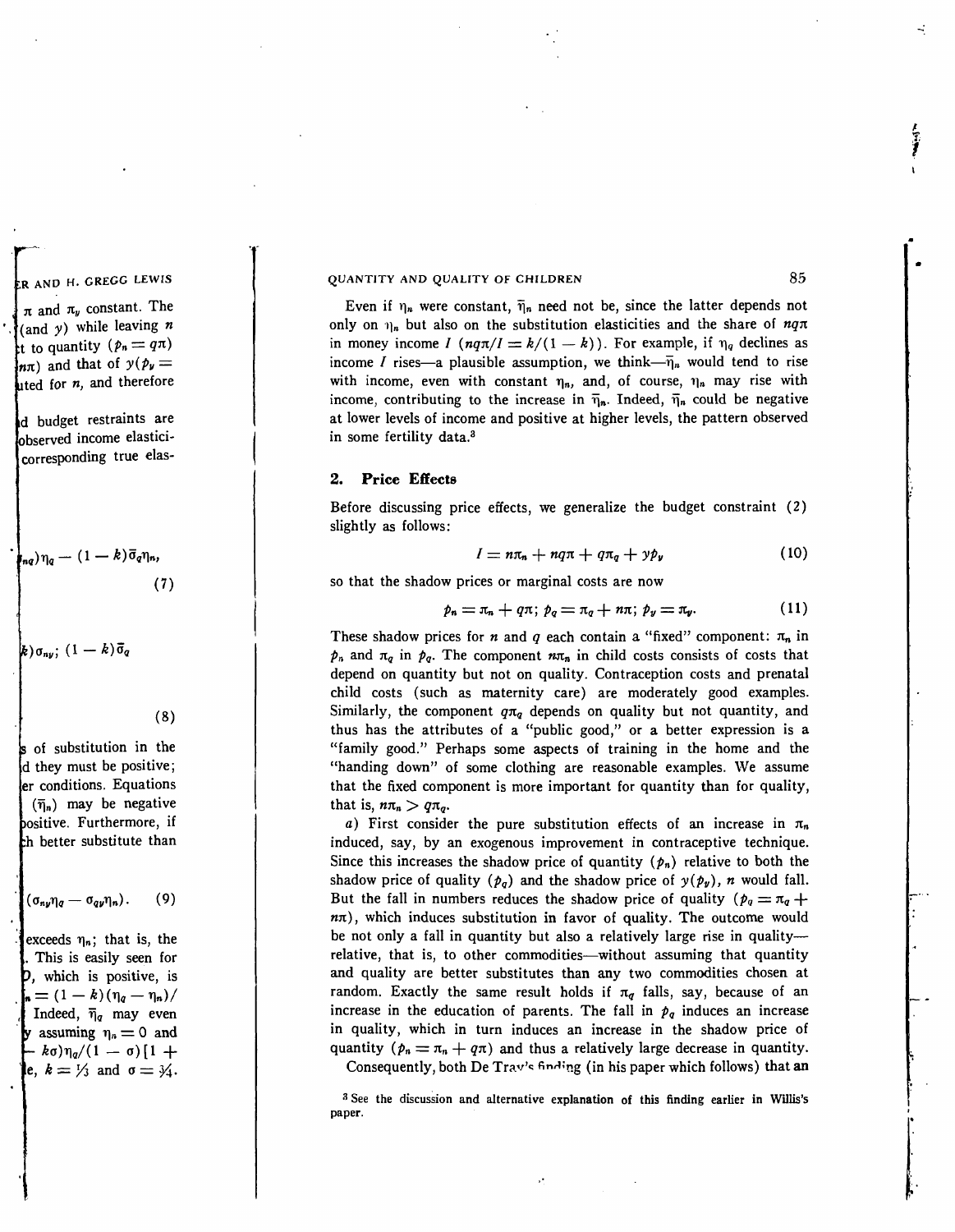Even if $\eta_n$ were constant, $\bar{\eta}_n$ need not be, since the latter depends not only on $\eta_n$ but also on the substitution elasticities and the share of $nq\pi$ in money income $I$ ($nq\pi/I = k/(1-k)$). For example, if $\eta_q$ declines as income $I$ rises—a plausible assumption, we think—$\bar{\eta}_n$ would tend to rise with income, even with constant $\eta_n$, and, of course, $\eta_n$ may rise with income, contributing to the increase in $\bar{\eta}_n$. Indeed, $\bar{\eta}_n$ could be negative at lower levels of income and positive at higher levels, the pattern observed in some fertility data.[3]

## 2. Price Effects

Before discussing price effects, we generalize the budget constraint (2) slightly as follows:

$$I = n\pi_n + nq\pi + q\pi_q + yp_y \tag{10}$$

so that the shadow prices or marginal costs are now

$$p_n = \pi_n + q\pi;\ p_q = \pi_q + n\pi;\ p_y = \pi_y. \tag{11}$$

These shadow prices for $n$ and $q$ each contain a "fixed" component: $\pi_n$ in $p_n$ and $\pi_q$ in $p_q$. The component $n\pi_n$ in child costs consists of costs that depend on quantity but not on quality. Contraception costs and prenatal child costs (such as maternity care) are moderately good examples. Similarly, the component $q\pi_q$ depends on quality but not quantity, and thus has the attributes of a "public good," or a better expression is a "family good." Perhaps some aspects of training in the home and the "handing down" of some clothing are reasonable examples. We assume that the fixed component is more important for quantity than for quality, that is, $n\pi_n > q\pi_q$.

*a*) First consider the pure substitution effects of an increase in $\pi_n$ induced, say, by an exogenous improvement in contraceptive technique. Since this increases the shadow price of quantity ($p_n$) relative to both the shadow price of quality ($p_q$) and the shadow price of $y(p_y)$, $n$ would fall. But the fall in numbers reduces the shadow price of quality ($p_q = \pi_q + n\pi$), which induces substitution in favor of quality. The outcome would be not only a fall in quantity but also a relatively large rise in quality—relative, that is, to other commodities—without assuming that quantity and quality are better substitutes than any two commodities chosen at random. Exactly the same result holds if $\pi_q$ falls, say, because of an increase in the education of parents. The fall in $p_q$ induces an increase in quality, which in turn induces an increase in the shadow price of quantity ($p_n = \pi_n + q\pi$) and thus a relatively large decrease in quantity.

Consequently, both De Tray's finding (in his paper which follows) that an

[3] See the discussion and alternative explanation of this finding earlier in Willis's paper.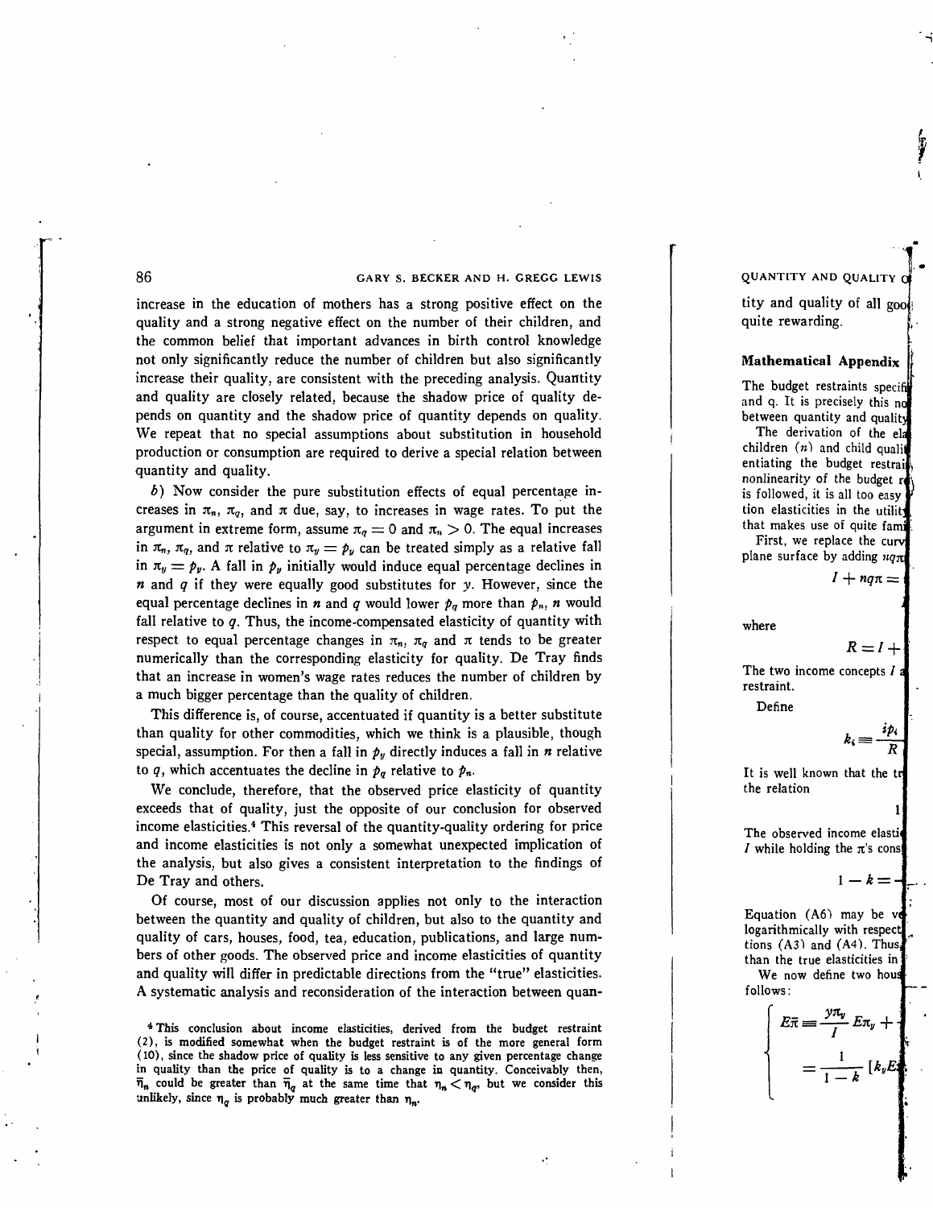increase in the education of mothers has a strong positive effect on the quality and a strong negative effect on the number of their children, and the common belief that important advances in birth control knowledge not only significantly reduce the number of children but also significantly increase their quality, are consistent with the preceding analysis. Quantity and quality are closely related, because the shadow price of quality depends on quantity and the shadow price of quantity depends on quality. We repeat that no special assumptions about substitution in household production or consumption are required to derive a special relation between quantity and quality.

*b*) Now consider the pure substitution effects of equal percentage increases in $\pi_n$, $\pi_q$, and $\pi$ due, say, to increases in wage rates. To put the argument in extreme form, assume $\pi_q = 0$ and $\pi_n > 0$. The equal increases in $\pi_n$, $\pi_q$, and $\pi$ relative to $\pi_y = p_y$ can be treated simply as a relative fall in $\pi_y = p_y$. A fall in $p_y$ initially would induce equal percentage declines in $n$ and $q$ if they were equally good substitutes for $y$. However, since the equal percentage declines in $n$ and $q$ would lower $p_q$ more than $p_n$, $n$ would fall relative to $q$. Thus, the income-compensated elasticity of quantity with respect to equal percentage changes in $\pi_n$, $\pi_q$ and $\pi$ tends to be greater numerically than the corresponding elasticity for quality. De Tray finds that an increase in women's wage rates reduces the number of children by a much bigger percentage than the quality of children.

This difference is, of course, accentuated if quantity is a better substitute than quality for other commodities, which we think is a plausible, though special, assumption. For then a fall in $p_y$ directly induces a fall in $n$ relative to $q$, which accentuates the decline in $p_q$ relative to $p_n$.

We conclude, therefore, that the observed price elasticity of quantity exceeds that of quality, just the opposite of our conclusion for observed income elasticities.[4] This reversal of the quantity-quality ordering for price and income elasticities is not only a somewhat unexpected implication of the analysis, but also gives a consistent interpretation to the findings of De Tray and others.

Of course, most of our discussion applies not only to the interaction between the quantity and quality of children, but also to the quantity and quality of cars, houses, food, tea, education, publications, and large numbers of other goods. The observed price and income elasticities of quantity and quality will differ in predictable directions from the "true" elasticities. A systematic analysis and reconsideration of the interaction between quantity and quality of all goods ... quite rewarding.

[4] This conclusion about income elasticities, derived from the budget restraint (2), is modified somewhat when the budget restraint is of the more general form (10), since the shadow price of quality is less sensitive to any given percentage change in quality than the price of quality is to a change in quantity. Conceivably then, $\bar{\eta}_n$ could be greater than $\bar{\eta}_q$ at the same time that $\eta_n < \eta_q$, but we consider this unlikely, since $\eta_q$ is probably much greater than $\eta_n$.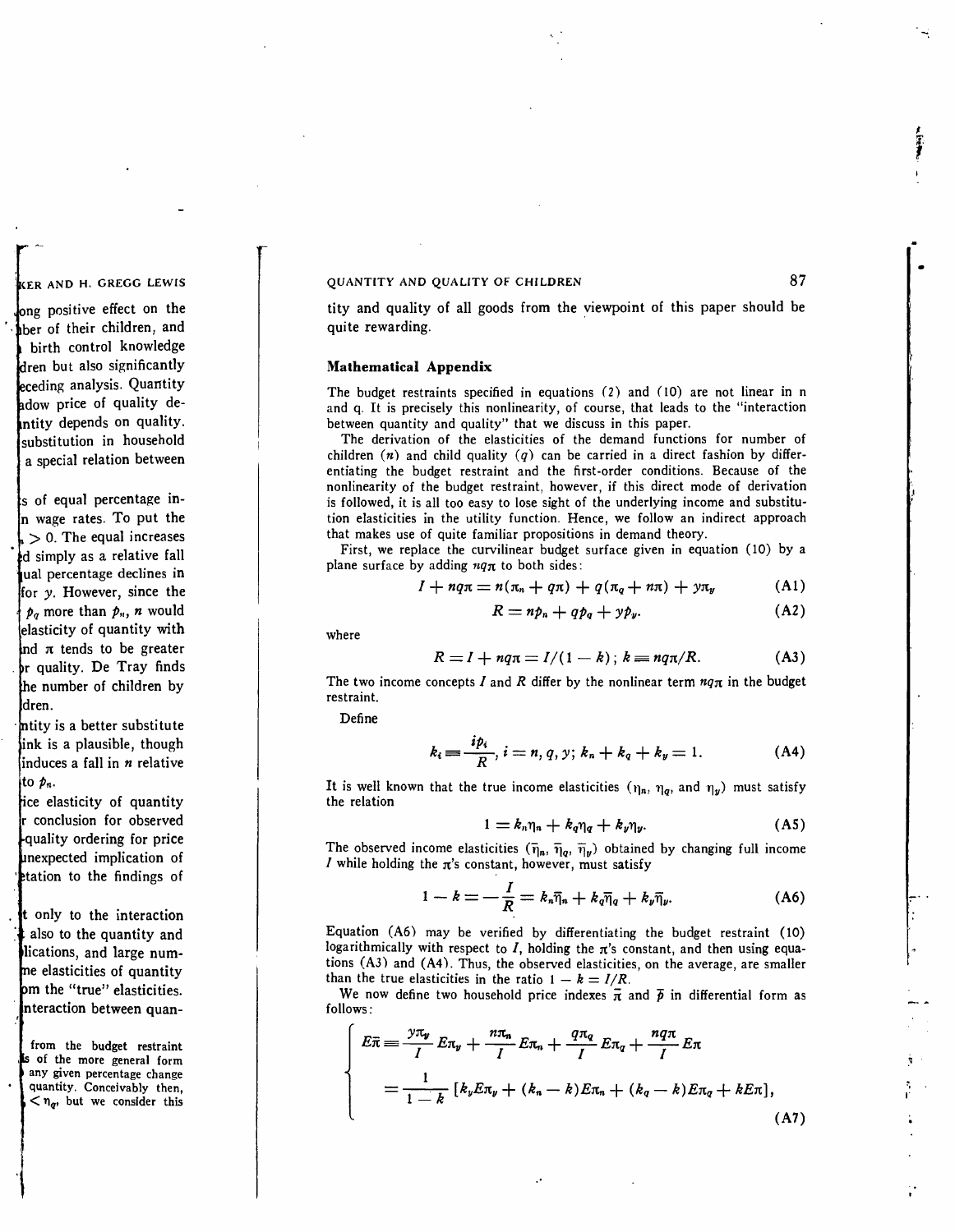tity and quality of all goods from the viewpoint of this paper should be quite rewarding.

## Mathematical Appendix

The budget restraints specified in equations (2) and (10) are not linear in n and q. It is precisely this nonlinearity, of course, that leads to the "interaction between quantity and quality" that we discuss in this paper.

The derivation of the elasticities of the demand functions for number of children ($n$) and child quality ($q$) can be carried in a direct fashion by differentiating the budget restraint and the first-order conditions. Because of the nonlinearity of the budget restraint, however, if this direct mode of derivation is followed, it is all too easy to lose sight of the underlying income and substitution elasticities in the utility function. Hence, we follow an indirect approach that makes use of quite familiar propositions in demand theory.

First, we replace the curvilinear budget surface given in equation (10) by a plane surface by adding $nq\pi$ to both sides:

$$I + nq\pi = n(\pi_n + q\pi) + q(\pi_q + n\pi) + y\pi_y \tag{A1}$$

$$R = np_n + qp_q + yp_y. \tag{A2}$$

where

$$R = I + nq\pi = I/(1-k)\,;\ k \equiv nq\pi/R. \tag{A3}$$

The two income concepts $I$ and $R$ differ by the nonlinear term $nq\pi$ in the budget restraint.

Define

$$k_i \equiv \frac{ip_i}{R},\ i = n, q, y;\ k_n + k_q + k_y = 1. \tag{A4}$$

It is well known that the true income elasticities ($\eta_n$, $\eta_q$, and $\eta_y$) must satisfy the relation

$$1 = k_n\eta_n + k_q\eta_q + k_y\eta_y. \tag{A5}$$

The observed income elasticities ($\bar{\eta}_n$, $\bar{\eta}_q$, $\bar{\eta}_y$) obtained by changing full income $I$ while holding the $\pi$'s constant, however, must satisfy

$$1 - k = -\frac{I}{R} = k_n\bar{\eta}_n + k_q\bar{\eta}_q + k_y\bar{\eta}_y. \tag{A6}$$

Equation (A6) may be verified by differentiating the budget restraint (10) logarithmically with respect to $I$, holding the $\pi$'s constant, and then using equations (A3) and (A4). Thus, the observed elasticities, on the average, are smaller than the true elasticities in the ratio $1 - k = I/R$.

We now define two household price indexes $\bar{\pi}$ and $\bar{p}$ in differential form as follows:

$$\left\{\begin{aligned} E\bar{\pi} &\equiv \frac{y\pi_y}{I}E\pi_y + \frac{n\pi_n}{I}E\pi_n + \frac{q\pi_q}{I}E\pi_q + \frac{nq\pi}{I}E\pi \\ &= \frac{1}{1-k}\left[k_yE\pi_y + (k_n - k)E\pi_n + (k_q - k)E\pi_q + kE\pi\right], \end{aligned}\right. \tag{A7}$$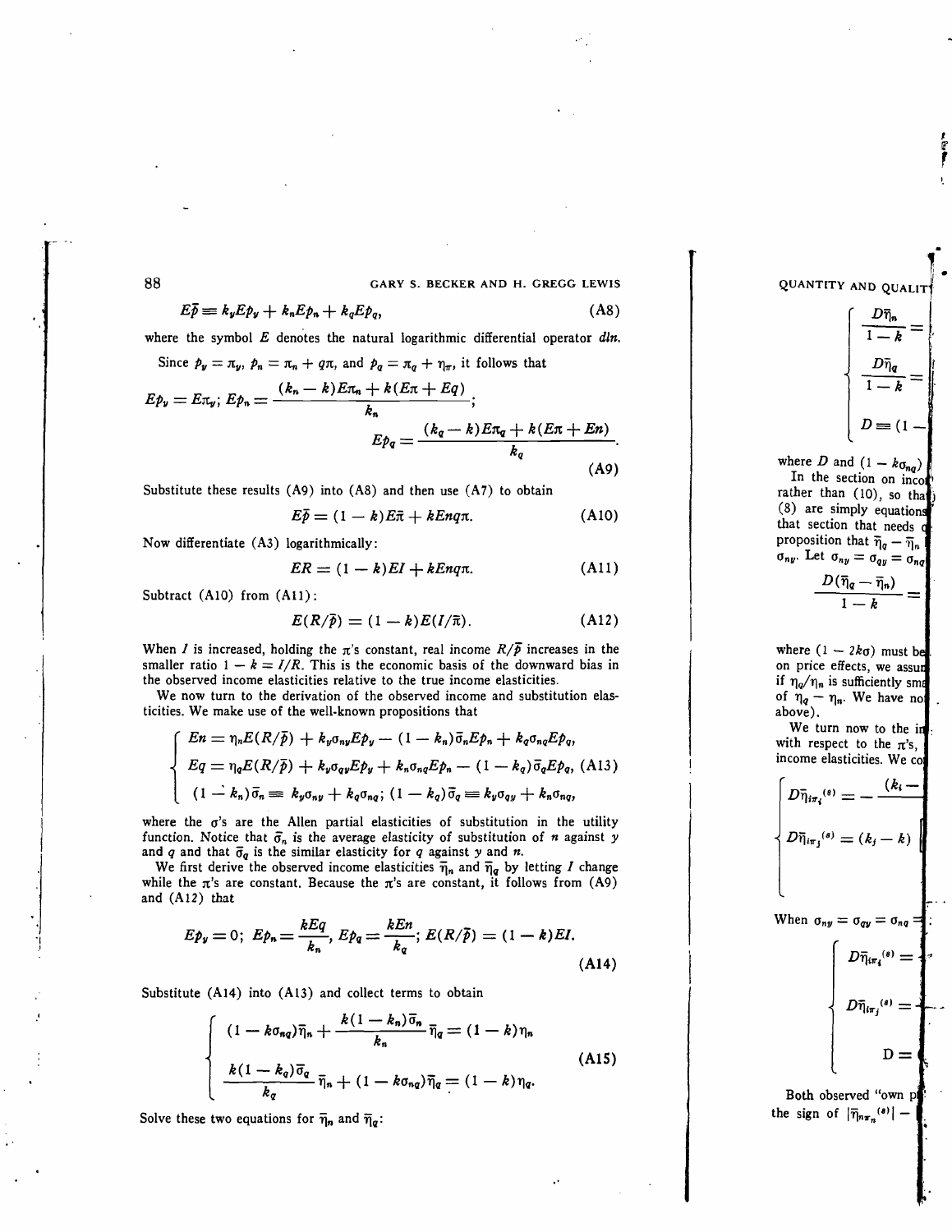$$E\bar{p} \equiv k_y E p_y + k_n E p_n + k_q E p_q, \tag{A8}$$

where the symbol $E$ denotes the natural logarithmic differential operator $dln$.

Since $p_y = \pi_y$, $p_n = \pi_n + q\pi$, and $p_q = \pi_q + \eta_\pi$, it follows that

$$E p_y = E\pi_y; \; E p_n = \frac{(k_n - k)E\pi_n + k(E\pi + Eq)}{k_n};$$

$$E p_q = \frac{(k_q - k)E\pi_q + k(E\pi + En)}{k_q}. \tag{A9}$$

Substitute these results (A9) into (A8) and then use (A7) to obtain

$$E\bar{p} = (1 - k)E\bar{\pi} + kEnq\pi. \tag{A10}$$

Now differentiate (A3) logarithmically:

$$ER = (1 - k)EI + kEnq\pi. \tag{A11}$$

Subtract (A10) from (A11):

$$E(R/\bar{p}) = (1 - k)E(I/\bar{\pi}). \tag{A12}$$

When $I$ is increased, holding the $\pi$'s constant, real income $R/\bar{p}$ increases in the smaller ratio $1 - k = I/R$. This is the economic basis of the downward bias in the observed income elasticities relative to the true income elasticities.

We now turn to the derivation of the observed income and substitution elasticities. We make use of the well-known propositions that

$$\begin{cases} En = \eta_n E(R/\bar{p}) + k_y \sigma_{ny} E p_y - (1 - k_n)\bar{\sigma}_n E p_n + k_q \sigma_{nq} E p_q, \\ Eq = \eta_q E(R/\bar{p}) + k_y \sigma_{qy} E p_y + k_n \sigma_{nq} E p_n - (1 - k_q)\bar{\sigma}_q E p_q, \\ (1 - k_n)\bar{\sigma}_n \equiv k_y \sigma_{ny} + k_q \sigma_{nq}; \; (1 - k_q)\bar{\sigma}_q \equiv k_y \sigma_{qy} + k_n \sigma_{nq}, \end{cases} \tag{A13}$$

where the $\sigma$'s are the Allen partial elasticities of substitution in the utility function. Notice that $\bar{\sigma}_n$ is the average elasticity of substitution of $n$ against $y$ and $q$ and that $\bar{\sigma}_q$ is the similar elasticity for $q$ against $y$ and $n$.

We first derive the observed income elasticities $\bar{\eta}_n$ and $\bar{\eta}_q$ by letting $I$ change while the $\pi$'s are constant. Because the $\pi$'s are constant, it follows from (A9) and (A12) that

$$E p_y = 0; \; E p_n = \frac{kEq}{k_n}, \; E p_q = \frac{kEn}{k_q}; \; E(R/\bar{p}) = (1 - k)EI. \tag{A14}$$

Substitute (A14) into (A13) and collect terms to obtain

$$\begin{cases} (1 - k\sigma_{nq})\bar{\eta}_n + \dfrac{k(1 - k_n)\bar{\sigma}_n}{k_n}\bar{\eta}_q = (1 - k)\eta_n \\ \dfrac{k(1 - k_q)\bar{\sigma}_q}{k_q}\bar{\eta}_n + (1 - k\sigma_{nq})\bar{\eta}_q = (1 - k)\eta_q. \end{cases} \tag{A15}$$

Solve these two equations for $\bar{\eta}_n$ and $\bar{\eta}_q$: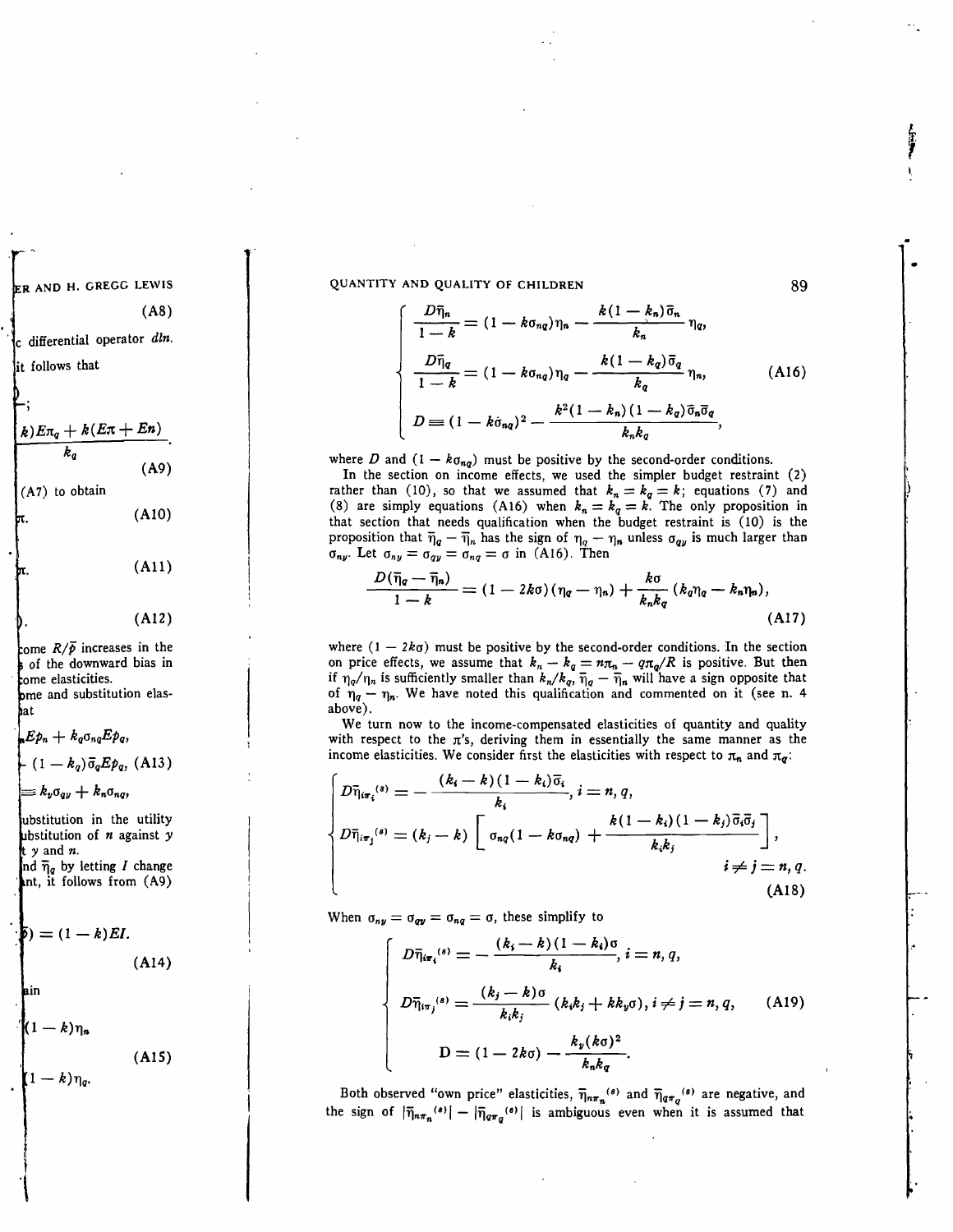$$
\begin{cases}
\dfrac{D\bar{\eta}_n}{1-k} = (1 - k\sigma_{nq})\eta_n - \dfrac{k(1-k_n)\bar{\sigma}_n}{k_n}\eta_q, \\[2ex]
\dfrac{D\bar{\eta}_q}{1-k} = (1 - k\sigma_{nq})\eta_q - \dfrac{k(1-k_q)\bar{\sigma}_q}{k_q}\eta_n, \\[2ex]
D \equiv (1 - k\bar{\sigma}_{nq})^2 - \dfrac{k^2(1-k_n)(1-k_q)\bar{\sigma}_n\bar{\sigma}_q}{k_n k_q},
\end{cases}
\tag{A16}
$$

where $D$ and $(1 - k\sigma_{nq})$ must be positive by the second-order conditions.

In the section on income effects, we used the simpler budget restraint (2) rather than (10), so that we assumed that $k_n = k_q = k$; equations (7) and (8) are simply equations (A16) when $k_n = k_q = k$. The only proposition in that section that needs qualification when the budget restraint is (10) is the proposition that $\bar{\eta}_q - \bar{\eta}_n$ has the sign of $\eta_q - \eta_n$ unless $\sigma_{qy}$ is much larger than $\sigma_{ny}$. Let $\sigma_{ny} = \sigma_{qy} = \sigma_{nq} = \sigma$ in (A16). Then

$$
\frac{D(\bar{\eta}_q - \bar{\eta}_n)}{1-k} = (1 - 2k\sigma)(\eta_q - \eta_n) + \frac{k\sigma}{k_n k_q}(k_q\eta_q - k_n\eta_n),
\tag{A17}
$$

where $(1 - 2k\sigma)$ must be positive by the second-order conditions. In the section on price effects, we assume that $k_n - k_q = n\pi_n - q\pi_q/R$ is positive. But then if $\eta_q/\eta_n$ is sufficiently smaller than $k_n/k_q$, $\bar{\eta}_q - \bar{\eta}_n$ will have a sign opposite that of $\eta_q - \eta_n$. We have noted this qualification and commented on it (see n. 4 above).

We turn now to the income-compensated elasticities of quantity and quality with respect to the $\pi$'s, deriving them in essentially the same manner as the income elasticities. We consider first the elasticities with respect to $\pi_n$ and $\pi_q$:

$$
\begin{cases}
D\bar{\eta}_{i\pi_i}{}^{(s)} = -\dfrac{(k_i - k)(1-k_i)\bar{\sigma}_i}{k_i}, \quad i = n, q, \\[2ex]
D\bar{\eta}_{i\pi_j}{}^{(s)} = (k_j - k)\left[\sigma_{nq}(1 - k\sigma_{nq}) + \dfrac{k(1-k_i)(1-k_j)\bar{\sigma}_i\bar{\sigma}_j}{k_i k_j}\right], \\[2ex]
\qquad\qquad\qquad\qquad\qquad\qquad\qquad\qquad i \neq j = n, q.
\end{cases}
\tag{A18}
$$

When $\sigma_{ny} = \sigma_{qy} = \sigma_{nq} = \sigma$, these simplify to

$$
\begin{cases}
D\bar{\eta}_{i\pi_i}{}^{(s)} = -\dfrac{(k_i - k)(1-k_i)\sigma}{k_i}, \quad i = n, q, \\[2ex]
D\bar{\eta}_{i\pi_j}{}^{(s)} = \dfrac{(k_j - k)\sigma}{k_i k_j}(k_i k_j + k k_y \sigma), \quad i \neq j = n, q, \\[2ex]
D = (1 - 2k\sigma) - \dfrac{k_y(k\sigma)^2}{k_n k_q}.
\end{cases}
\tag{A19}
$$

Both observed "own price" elasticities, $\bar{\eta}_{n\pi_n}{}^{(s)}$ and $\bar{\eta}_{q\pi_q}{}^{(s)}$ are negative, and the sign of $|\bar{\eta}_{n\pi_n}{}^{(s)}| - |\bar{\eta}_{q\pi_q}{}^{(s)}|$ is ambiguous even when it is assumed that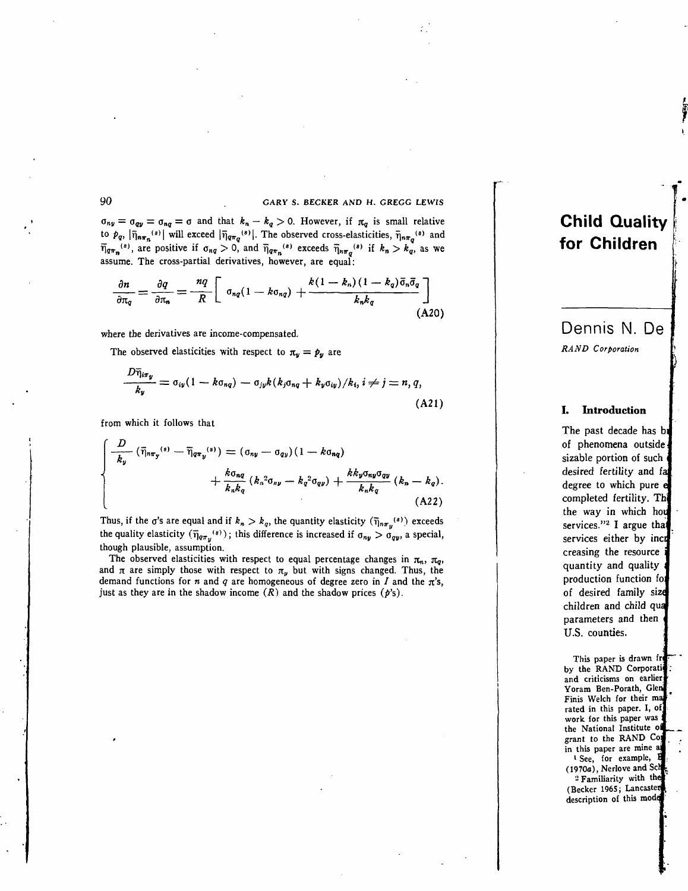$\sigma_{ny} = \sigma_{qy} = \sigma_{nq} = \sigma$ and that $k_n - k_q > 0$. However, if $\pi_q$ is small relative to $p_q$, $|\bar{\eta}_{n\pi_n}{}^{(s)}|$ will exceed $|\bar{\eta}_{q\pi_q}{}^{(s)}|$. The observed cross-elasticities, $\bar{\eta}_{n\pi_q}{}^{(s)}$ and $\bar{\eta}_{q\pi_n}{}^{(s)}$, are positive if $\sigma_{nq} > 0$, and $\bar{\eta}_{q\pi_n}{}^{(s)}$ exceeds $\bar{\eta}_{n\pi_q}{}^{(s)}$ if $k_n > k_q$, as we assume. The cross-partial derivatives, however, are equal:

$$\frac{\partial n}{\partial \pi_q} = \frac{\partial q}{\partial \pi_n} = \frac{nq}{R}\left[\sigma_{nq}(1 - k\sigma_{nq}) + \frac{k(1-k_n)(1-k_q)\bar{\sigma}_n\bar{\sigma}_q}{k_n k_q}\right] \tag{A20}$$

where the derivatives are income-compensated.

The observed elasticities with respect to $\pi_y = p_y$ are

$$\frac{D\bar{\eta}_{i\pi_y}}{k_y} = \sigma_{iy}(1 - k\sigma_{nq}) - \sigma_{jy}k(k_j\sigma_{nq} + k_y\sigma_{iy})/k_i,\ i \neq j = n, q, \tag{A21}$$

from which it follows that

$$\left\{\begin{aligned} \frac{D}{k_y}(\bar{\eta}_{n\pi_y}{}^{(s)} - \bar{\eta}_{q\pi_y}{}^{(s)}) &= (\sigma_{ny} - \sigma_{qy})(1 - k\sigma_{nq}) \\ &+ \frac{k\sigma_{nq}}{k_n k_q}(k_n{}^2\sigma_{ny} - k_q{}^2\sigma_{qy}) + \frac{kk_y\sigma_{ny}\sigma_{qy}}{k_n k_q}(k_n - k_q). \end{aligned}\right. \tag{A22}$$

Thus, if the $\sigma$'s are equal and if $k_n > k_q$, the quantity elasticity ($\bar{\eta}_{n\pi_y}{}^{(s)}$) exceeds the quality elasticity ($\bar{\eta}_{q\pi_y}{}^{(s)}$); this difference is increased if $\sigma_{ny} > \sigma_{qy}$, a special, though plausible, assumption.

The observed elasticities with respect to equal percentage changes in $\pi_n$, $\pi_q$, and $\pi$ are simply those with respect to $\pi_y$ but with signs changed. Thus, the demand functions for $n$ and $q$ are homogeneous of degree zero in $I$ and the $\pi$'s, just as they are in the shadow income ($R$) and the shadow prices ($p$'s).